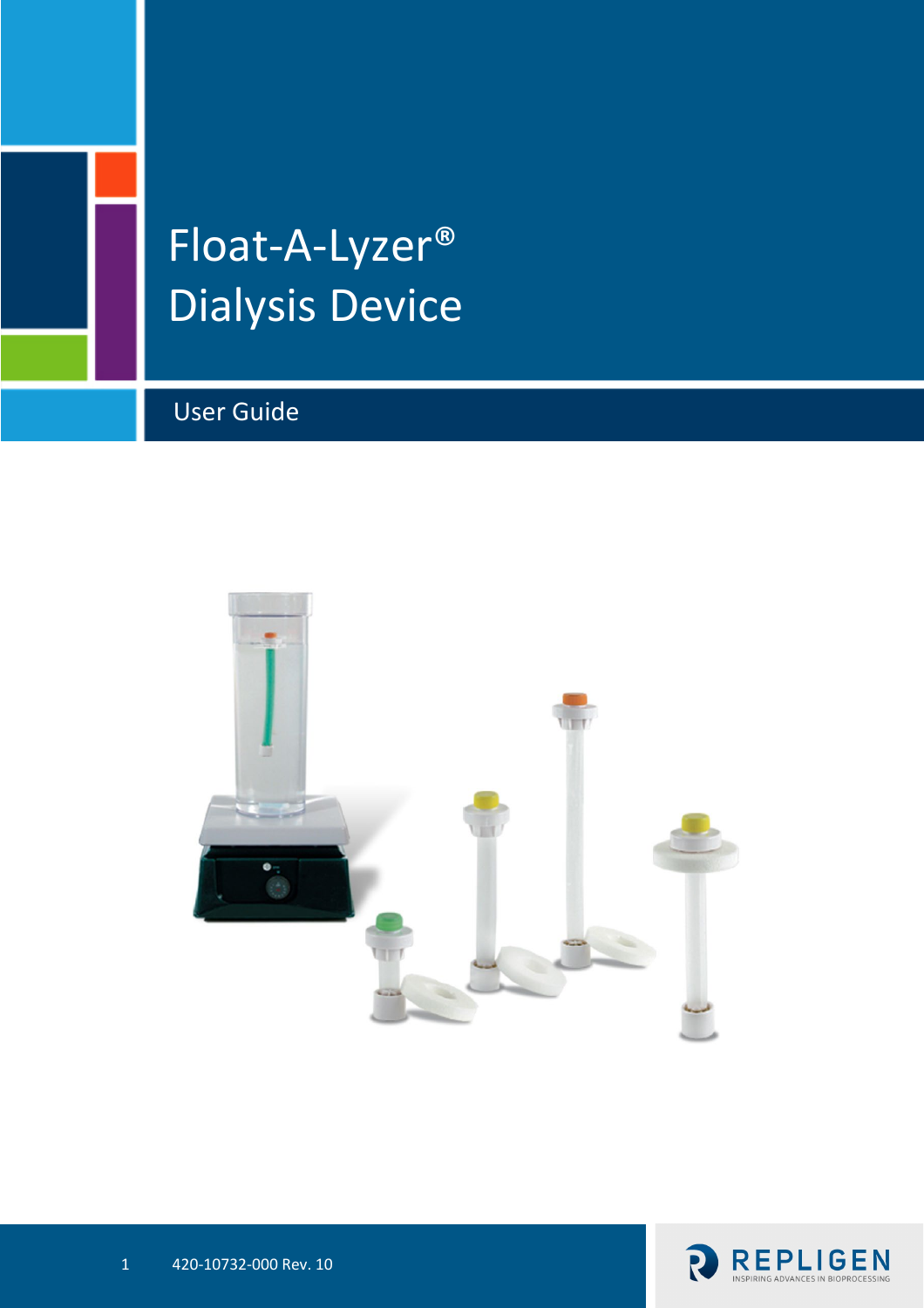# Float-A-Lyzer® Dialysis Device

## User Guide

420-10732-000 Rev. 10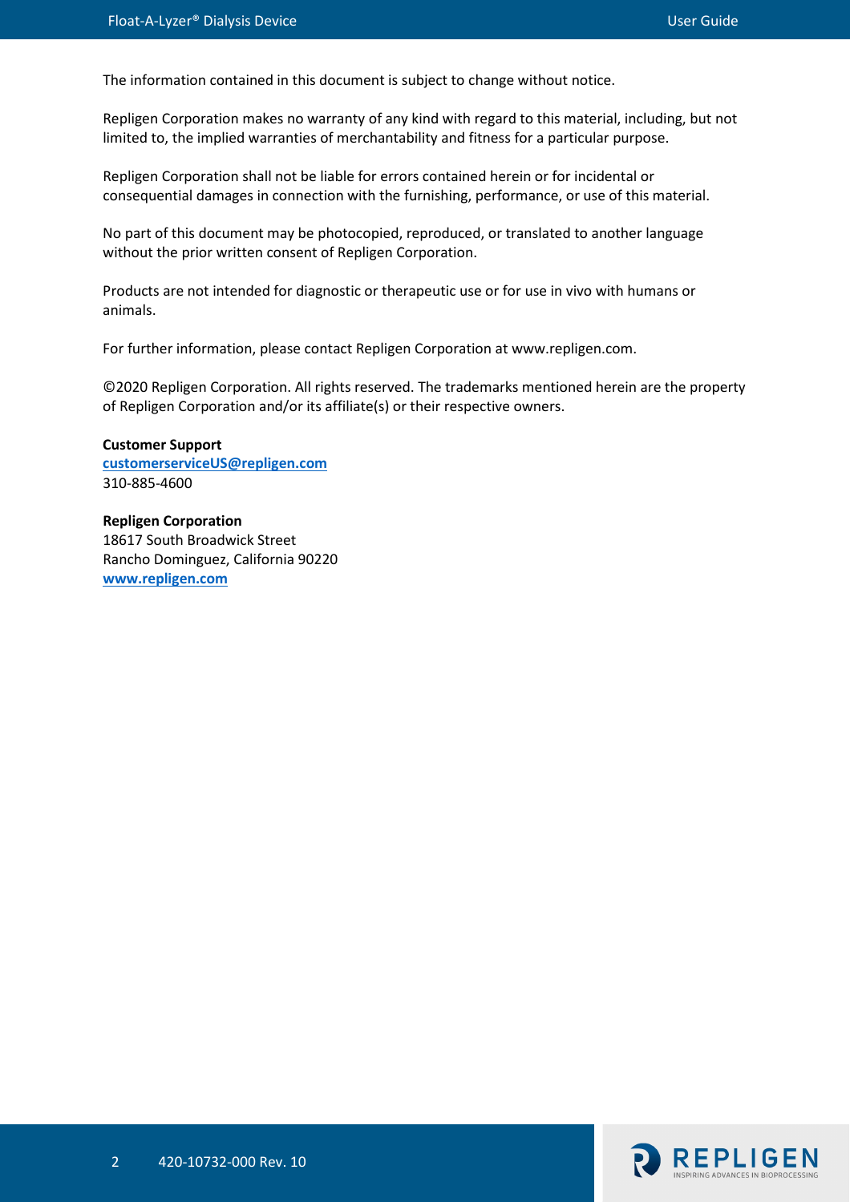The information contained in this document is subject to change without notice.

Repligen Corporation makes no warranty of any kind with regard to this material, including, but not limited to, the implied warranties of merchantability and fitness for a particular purpose.

Repligen Corporation shall not be liable for errors contained herein or for incidental or consequential damages in connection with the furnishing, performance, or use of this material.

No part of this document may be photocopied, reproduced, or translated to another language without the prior written consent of Repligen Corporation.

Products are not intended for diagnostic or therapeutic use or for use in vivo with humans or animals.

For further information, please contact Repligen Corporation at www.repligen.com.

©2020 Repligen Corporation. All rights reserved. The trademarks mentioned herein are the property of Repligen Corporation and/or its affiliate(s) or their respective owners.

**Customer Support**
customerserviceUS@repligen.com
310-885-4600

**Repligen Corporation**
18617 South Broadwick Street
Rancho Dominguez, California 90220
www.repligen.com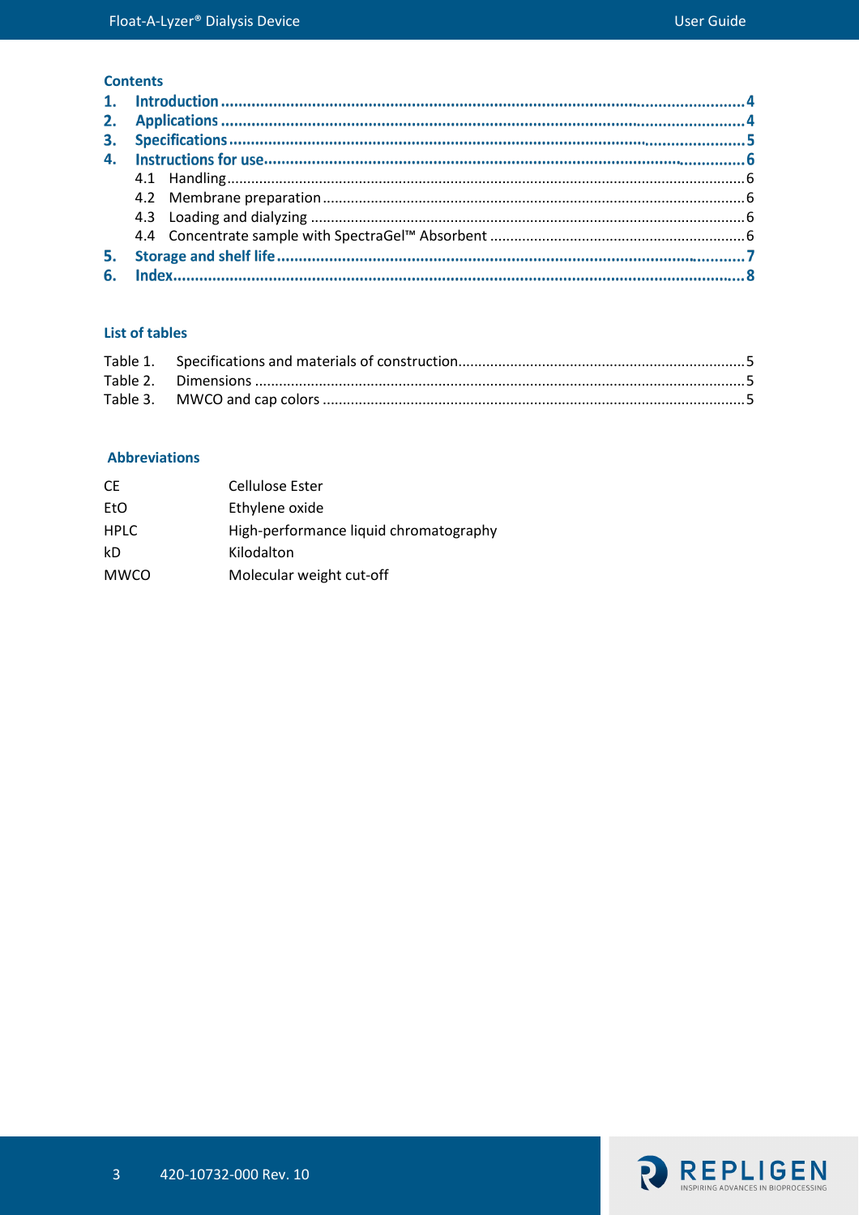## Contents

1. **Introduction** ........................................................................ 4
2. **Applications** ........................................................................ 4
3. **Specifications** ........................................................................ 5
4. **Instructions for use** ........................................................................ 6
   - 4.1 Handling ........................................................................ 6
   - 4.2 Membrane preparation ........................................................................ 6
   - 4.3 Loading and dialyzing ........................................................................ 6
   - 4.4 Concentrate sample with SpectraGel™ Absorbent ........................................................................ 6
5. **Storage and shelf life** ........................................................................ 7
6. **Index** ........................................................................ 8

## List of tables

Table 1. Specifications and materials of construction ........................................................................ 5
Table 2. Dimensions ........................................................................ 5
Table 3. MWCO and cap colors ........................................................................ 5

## Abbreviations

| | |
|---|---|
| CE | Cellulose Ester |
| EtO | Ethylene oxide |
| HPLC | High-performance liquid chromatography |
| kD | Kilodalton |
| MWCO | Molecular weight cut-off |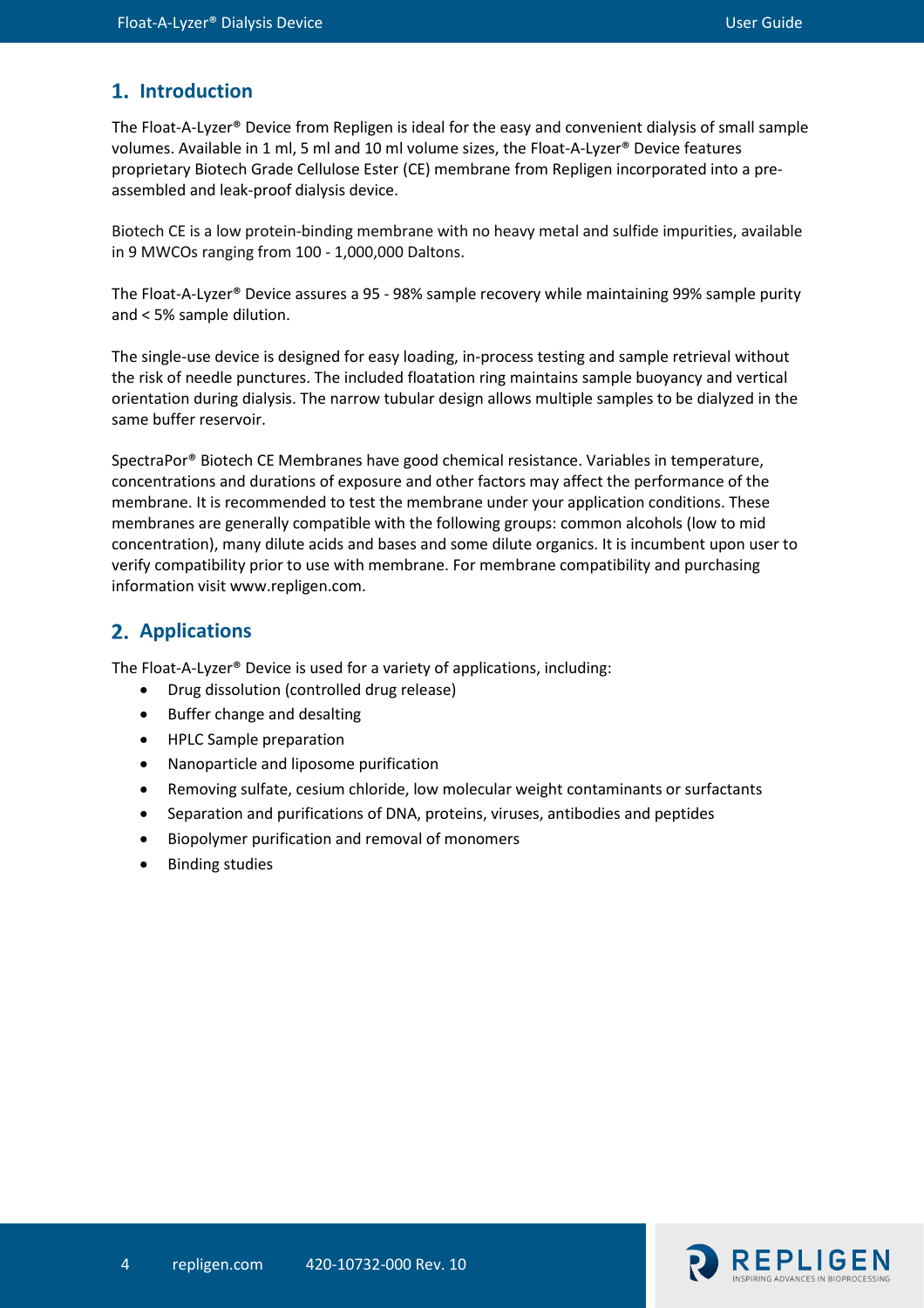## 1. Introduction

The Float-A-Lyzer® Device from Repligen is ideal for the easy and convenient dialysis of small sample volumes. Available in 1 ml, 5 ml and 10 ml volume sizes, the Float-A-Lyzer® Device features proprietary Biotech Grade Cellulose Ester (CE) membrane from Repligen incorporated into a pre-assembled and leak-proof dialysis device.

Biotech CE is a low protein-binding membrane with no heavy metal and sulfide impurities, available in 9 MWCOs ranging from 100 - 1,000,000 Daltons.

The Float-A-Lyzer® Device assures a 95 - 98% sample recovery while maintaining 99% sample purity and < 5% sample dilution.

The single-use device is designed for easy loading, in-process testing and sample retrieval without the risk of needle punctures. The included floatation ring maintains sample buoyancy and vertical orientation during dialysis. The narrow tubular design allows multiple samples to be dialyzed in the same buffer reservoir.

SpectraPor® Biotech CE Membranes have good chemical resistance. Variables in temperature, concentrations and durations of exposure and other factors may affect the performance of the membrane. It is recommended to test the membrane under your application conditions. These membranes are generally compatible with the following groups: common alcohols (low to mid concentration), many dilute acids and bases and some dilute organics. It is incumbent upon user to verify compatibility prior to use with membrane. For membrane compatibility and purchasing information visit www.repligen.com.

## 2. Applications

The Float-A-Lyzer® Device is used for a variety of applications, including:

- Drug dissolution (controlled drug release)
- Buffer change and desalting
- HPLC Sample preparation
- Nanoparticle and liposome purification
- Removing sulfate, cesium chloride, low molecular weight contaminants or surfactants
- Separation and purifications of DNA, proteins, viruses, antibodies and peptides
- Biopolymer purification and removal of monomers
- Binding studies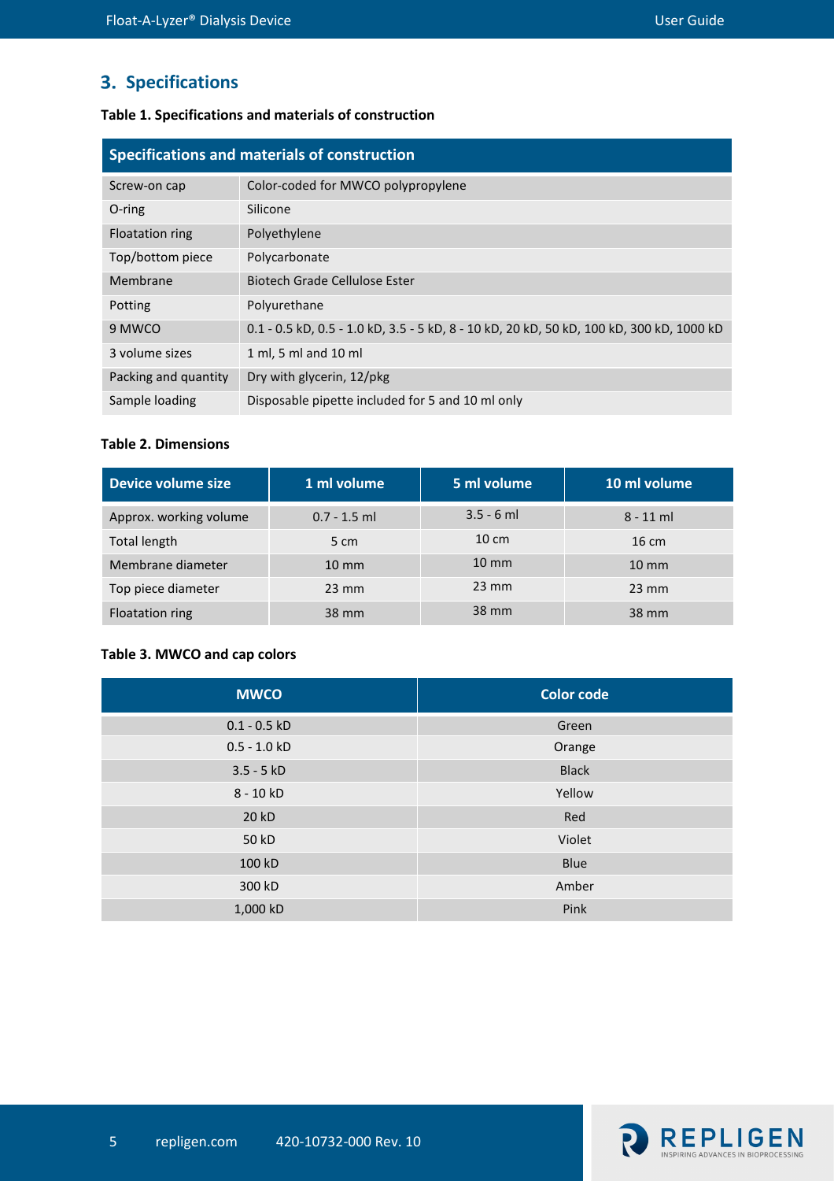## 3. Specifications

**Table 1. Specifications and materials of construction**

| Specifications and materials of construction | |
|---|---|
| Screw-on cap | Color-coded for MWCO polypropylene |
| O-ring | Silicone |
| Floatation ring | Polyethylene |
| Top/bottom piece | Polycarbonate |
| Membrane | Biotech Grade Cellulose Ester |
| Potting | Polyurethane |
| 9 MWCO | 0.1 - 0.5 kD, 0.5 - 1.0 kD, 3.5 - 5 kD, 8 - 10 kD, 20 kD, 50 kD, 100 kD, 300 kD, 1000 kD |
| 3 volume sizes | 1 ml, 5 ml and 10 ml |
| Packing and quantity | Dry with glycerin, 12/pkg |
| Sample loading | Disposable pipette included for 5 and 10 ml only |

**Table 2. Dimensions**

| Device volume size | 1 ml volume | 5 ml volume | 10 ml volume |
|---|---|---|---|
| Approx. working volume | 0.7 - 1.5 ml | 3.5 - 6 ml | 8 - 11 ml |
| Total length | 5 cm | 10 cm | 16 cm |
| Membrane diameter | 10 mm | 10 mm | 10 mm |
| Top piece diameter | 23 mm | 23 mm | 23 mm |
| Floatation ring | 38 mm | 38 mm | 38 mm |

**Table 3. MWCO and cap colors**

| MWCO | Color code |
|---|---|
| 0.1 - 0.5 kD | Green |
| 0.5 - 1.0 kD | Orange |
| 3.5 - 5 kD | Black |
| 8 - 10 kD | Yellow |
| 20 kD | Red |
| 50 kD | Violet |
| 100 kD | Blue |
| 300 kD | Amber |
| 1,000 kD | Pink |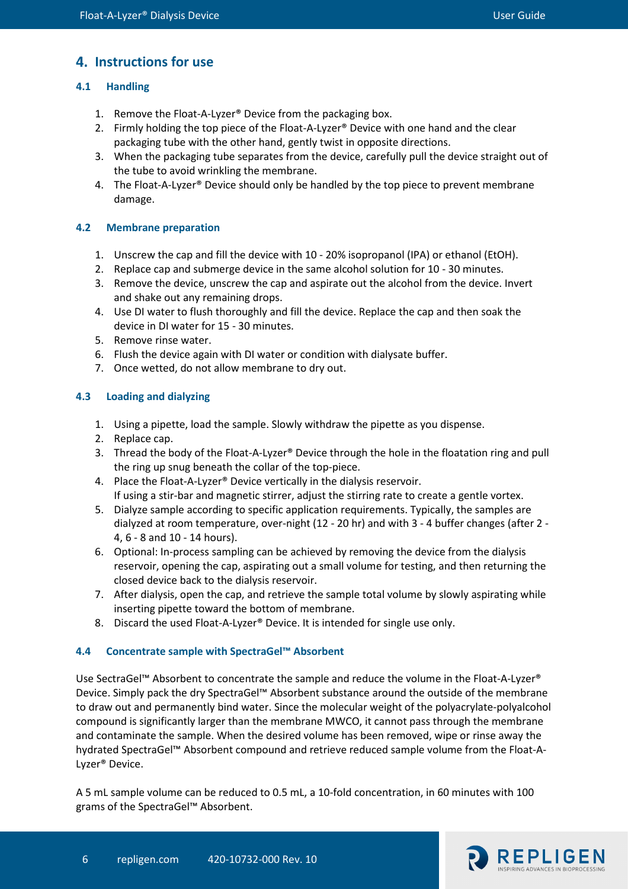## 4. Instructions for use

### 4.1 Handling

1. Remove the Float-A-Lyzer® Device from the packaging box.
2. Firmly holding the top piece of the Float-A-Lyzer® Device with one hand and the clear packaging tube with the other hand, gently twist in opposite directions.
3. When the packaging tube separates from the device, carefully pull the device straight out of the tube to avoid wrinkling the membrane.
4. The Float-A-Lyzer® Device should only be handled by the top piece to prevent membrane damage.

### 4.2 Membrane preparation

1. Unscrew the cap and fill the device with 10 - 20% isopropanol (IPA) or ethanol (EtOH).
2. Replace cap and submerge device in the same alcohol solution for 10 - 30 minutes.
3. Remove the device, unscrew the cap and aspirate out the alcohol from the device. Invert and shake out any remaining drops.
4. Use DI water to flush thoroughly and fill the device. Replace the cap and then soak the device in DI water for 15 - 30 minutes.
5. Remove rinse water.
6. Flush the device again with DI water or condition with dialysate buffer.
7. Once wetted, do not allow membrane to dry out.

### 4.3 Loading and dialyzing

1. Using a pipette, load the sample. Slowly withdraw the pipette as you dispense.
2. Replace cap.
3. Thread the body of the Float-A-Lyzer® Device through the hole in the floatation ring and pull the ring up snug beneath the collar of the top-piece.
4. Place the Float-A-Lyzer® Device vertically in the dialysis reservoir.
   If using a stir-bar and magnetic stirrer, adjust the stirring rate to create a gentle vortex.
5. Dialyze sample according to specific application requirements. Typically, the samples are dialyzed at room temperature, over-night (12 - 20 hr) and with 3 - 4 buffer changes (after 2 - 4, 6 - 8 and 10 - 14 hours).
6. Optional: In-process sampling can be achieved by removing the device from the dialysis reservoir, opening the cap, aspirating out a small volume for testing, and then returning the closed device back to the dialysis reservoir.
7. After dialysis, open the cap, and retrieve the sample total volume by slowly aspirating while inserting pipette toward the bottom of membrane.
8. Discard the used Float-A-Lyzer® Device. It is intended for single use only.

### 4.4 Concentrate sample with SpectraGel™ Absorbent

Use SectraGel™ Absorbent to concentrate the sample and reduce the volume in the Float-A-Lyzer® Device. Simply pack the dry SpectraGel™ Absorbent substance around the outside of the membrane to draw out and permanently bind water. Since the molecular weight of the polyacrylate-polyalcohol compound is significantly larger than the membrane MWCO, it cannot pass through the membrane and contaminate the sample. When the desired volume has been removed, wipe or rinse away the hydrated SpectraGel™ Absorbent compound and retrieve reduced sample volume from the Float-A-Lyzer® Device.

A 5 mL sample volume can be reduced to 0.5 mL, a 10-fold concentration, in 60 minutes with 100 grams of the SpectraGel™ Absorbent.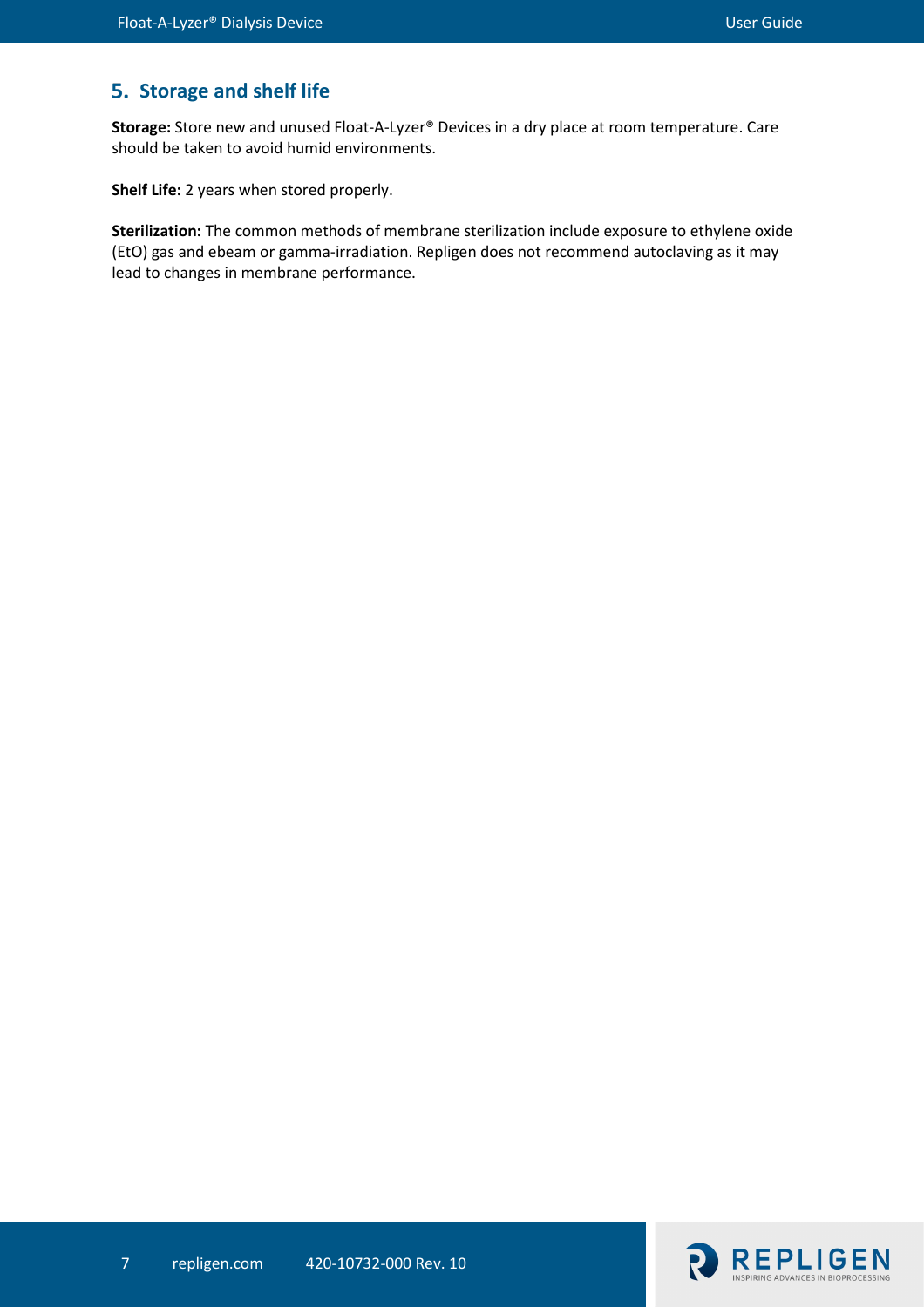## 5. Storage and shelf life

**Storage:** Store new and unused Float-A-Lyzer® Devices in a dry place at room temperature. Care should be taken to avoid humid environments.

**Shelf Life:** 2 years when stored properly.

**Sterilization:** The common methods of membrane sterilization include exposure to ethylene oxide (EtO) gas and ebeam or gamma-irradiation. Repligen does not recommend autoclaving as it may lead to changes in membrane performance.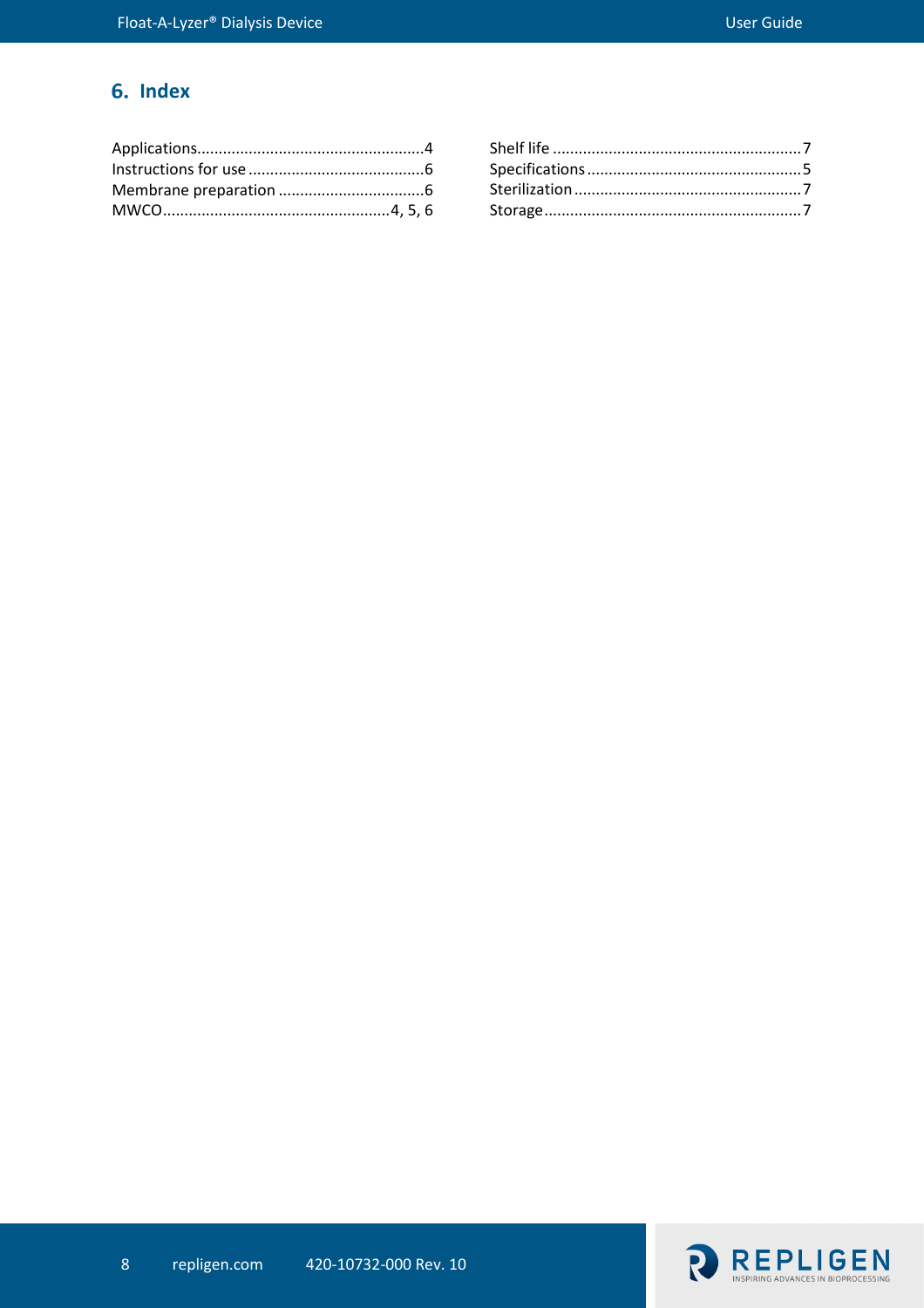## 6. Index

Applications....................................................4
Instructions for use .........................................6
Membrane preparation ..................................6
MWCO.....................................................4, 5, 6
Shelf life ..........................................................7
Specifications ..................................................5
Sterilization .....................................................7
Storage ............................................................7